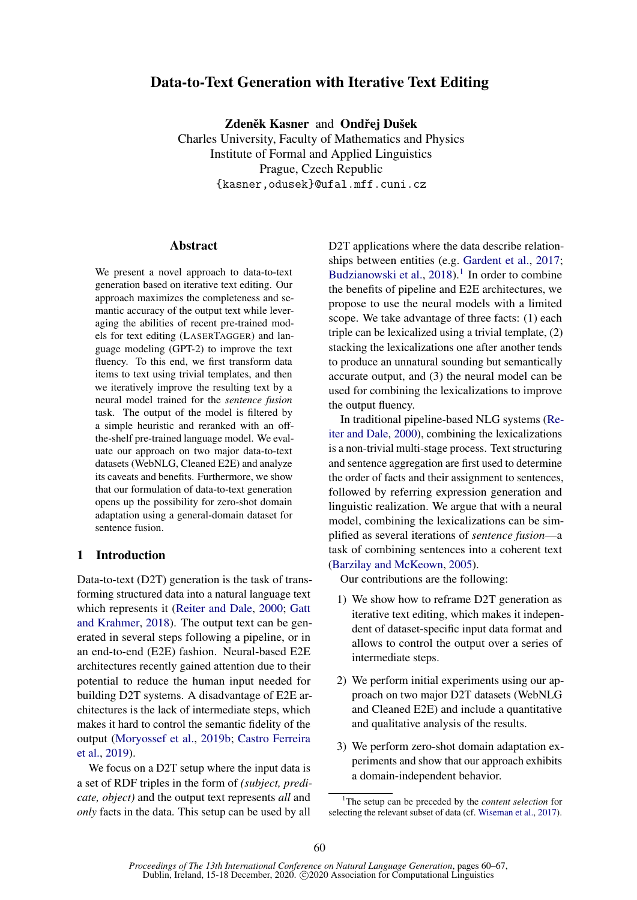# Data-to-Text Generation with Iterative Text Editing

**Zdeněk Kasner** and **Ondřej Dušek**
Charles University, Faculty of Mathematics and Physics
Institute of Formal and Applied Linguistics
Prague, Czech Republic
{kasner,odusek}@ufal.mff.cuni.cz

## Abstract

We present a novel approach to data-to-text generation based on iterative text editing. Our approach maximizes the completeness and semantic accuracy of the output text while leveraging the abilities of recent pre-trained models for text editing (LASERTAGGER) and language modeling (GPT-2) to improve the text fluency. To this end, we first transform data items to text using trivial templates, and then we iteratively improve the resulting text by a neural model trained for the *sentence fusion* task. The output of the model is filtered by a simple heuristic and reranked with an off-the-shelf pre-trained language model. We evaluate our approach on two major data-to-text datasets (WebNLG, Cleaned E2E) and analyze its caveats and benefits. Furthermore, we show that our formulation of data-to-text generation opens up the possibility for zero-shot domain adaptation using a general-domain dataset for sentence fusion.

## 1 Introduction

Data-to-text (D2T) generation is the task of transforming structured data into a natural language text which represents it (Reiter and Dale, 2000; Gatt and Krahmer, 2018). The output text can be generated in several steps following a pipeline, or in an end-to-end (E2E) fashion. Neural-based E2E architectures recently gained attention due to their potential to reduce the human input needed for building D2T systems. A disadvantage of E2E architectures is the lack of intermediate steps, which makes it hard to control the semantic fidelity of the output (Moryossef et al., 2019b; Castro Ferreira et al., 2019).

We focus on a D2T setup where the input data is a set of RDF triples in the form of *(subject, predicate, object)* and the output text represents *all* and *only* facts in the data. This setup can be used by all D2T applications where the data describe relationships between entities (e.g. Gardent et al., 2017; Budzianowski et al., 2018).[1] In order to combine the benefits of pipeline and E2E architectures, we propose to use the neural models with a limited scope. We take advantage of three facts: (1) each triple can be lexicalized using a trivial template, (2) stacking the lexicalizations one after another tends to produce an unnatural sounding but semantically accurate output, and (3) the neural model can be used for combining the lexicalizations to improve the output fluency.

In traditional pipeline-based NLG systems (Reiter and Dale, 2000), combining the lexicalizations is a non-trivial multi-stage process. Text structuring and sentence aggregation are first used to determine the order of facts and their assignment to sentences, followed by referring expression generation and linguistic realization. We argue that with a neural model, combining the lexicalizations can be simplified as several iterations of *sentence fusion*—a task of combining sentences into a coherent text (Barzilay and McKeown, 2005).

Our contributions are the following:

1) We show how to reframe D2T generation as iterative text editing, which makes it independent of dataset-specific input data format and allows to control the output over a series of intermediate steps.

2) We perform initial experiments using our approach on two major D2T datasets (WebNLG and Cleaned E2E) and include a quantitative and qualitative analysis of the results.

3) We perform zero-shot domain adaptation experiments and show that our approach exhibits a domain-independent behavior.

[1] The setup can be preceded by the *content selection* for selecting the relevant subset of data (cf. Wiseman et al., 2017).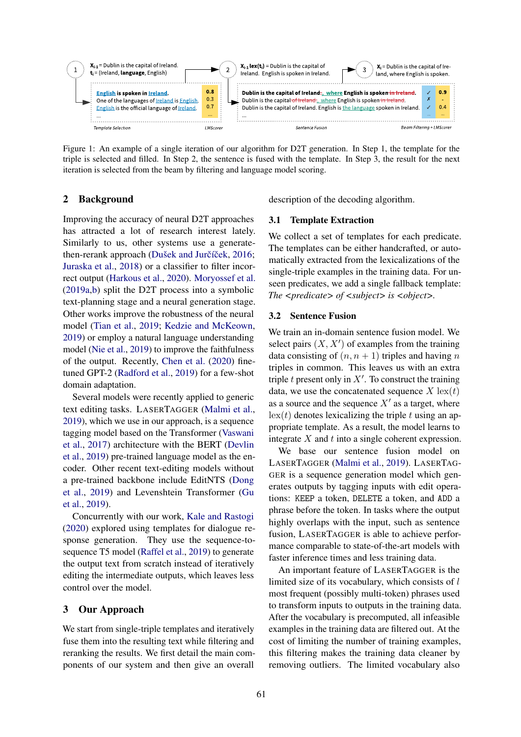Figure 1: An example of a single iteration of our algorithm for D2T generation. In Step 1, the template for the triple is selected and filled. In Step 2, the sentence is fused with the template. In Step 3, the result for the next iteration is selected from the beam by filtering and language model scoring.

## 2 Background

Improving the accuracy of neural D2T approaches has attracted a lot of research interest lately. Similarly to us, other systems use a generate-then-rerank approach (Dušek and Jurčíček, 2016; Juraska et al., 2018) or a classifier to filter incorrect output (Harkous et al., 2020). Moryossef et al. (2019a,b) split the D2T process into a symbolic text-planning stage and a neural generation stage. Other works improve the robustness of the neural model (Tian et al., 2019; Kedzie and McKeown, 2019) or employ a natural language understanding model (Nie et al., 2019) to improve the faithfulness of the output. Recently, Chen et al. (2020) fine-tuned GPT-2 (Radford et al., 2019) for a few-shot domain adaptation.

Several models were recently applied to generic text editing tasks. LaserTagger (Malmi et al., 2019), which we use in our approach, is a sequence tagging model based on the Transformer (Vaswani et al., 2017) architecture with the BERT (Devlin et al., 2019) pre-trained language model as the encoder. Other recent text-editing models without a pre-trained backbone include EditNTS (Dong et al., 2019) and Levenshtein Transformer (Gu et al., 2019).

Concurrently with our work, Kale and Rastogi (2020) explored using templates for dialogue response generation. They use the sequence-to-sequence T5 model (Raffel et al., 2019) to generate the output text from scratch instead of iteratively editing the intermediate outputs, which leaves less control over the model.

## 3 Our Approach

We start from single-triple templates and iteratively fuse them into the resulting text while filtering and reranking the results. We first detail the main components of our system and then give an overall description of the decoding algorithm.

### 3.1 Template Extraction

We collect a set of templates for each predicate. The templates can be either handcrafted, or automatically extracted from the lexicalizations of the single-triple examples in the training data. For unseen predicates, we add a single fallback template: *The <predicate> of <subject> is <object>.*

### 3.2 Sentence Fusion

We train an in-domain sentence fusion model. We select pairs $(X, X')$ of examples from the training data consisting of $(n, n+1)$ triples and having $n$ triples in common. This leaves us with an extra triple $t$ present only in $X'$. To construct the training data, we use the concatenated sequence $X$ $\mathrm{lex}(t)$ as a source and the sequence $X'$ as a target, where $\mathrm{lex}(t)$ denotes lexicalizing the triple $t$ using an appropriate template. As a result, the model learns to integrate $X$ and $t$ into a single coherent expression.

We base our sentence fusion model on LaserTagger (Malmi et al., 2019). LaserTagger is a sequence generation model which generates outputs by tagging inputs with edit operations: `KEEP` a token, `DELETE` a token, and `ADD` a phrase before the token. In tasks where the output highly overlaps with the input, such as sentence fusion, LaserTagger is able to achieve performance comparable to state-of-the-art models with faster inference times and less training data.

An important feature of LaserTagger is the limited size of its vocabulary, which consists of $l$ most frequent (possibly multi-token) phrases used to transform inputs to outputs in the training data. After the vocabulary is precomputed, all infeasible examples in the training data are filtered out. At the cost of limiting the number of training examples, this filtering makes the training data cleaner by removing outliers. The limited vocabulary also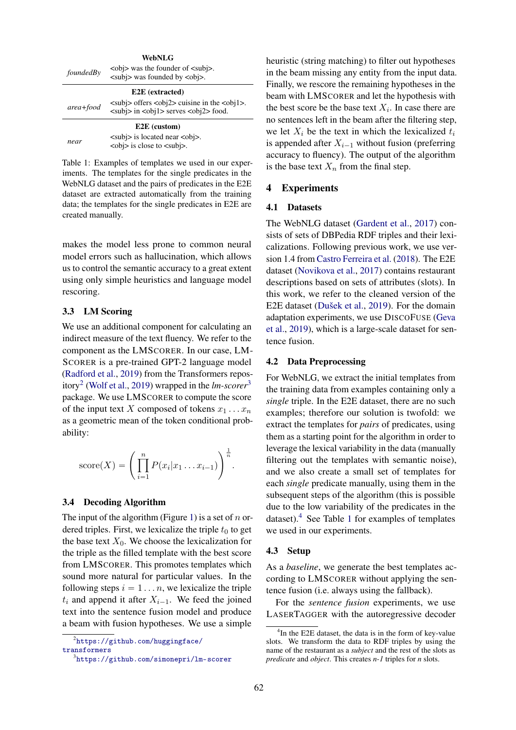| **WebNLG** | |
|---|---|
| *foundedBy* | <obj> was the founder of <subj>.<br><subj> was founded by <obj>. |
| **E2E (extracted)** | |
| *area+food* | <subj> offers <obj2> cuisine in the <obj1>.<br><subj> in <obj1> serves <obj2> food. |
| **E2E (custom)** | |
| *near* | <subj> is located near <obj>.<br><obj> is close to <subj>. |

Table 1: Examples of templates we used in our experiments. The templates for the single predicates in the WebNLG dataset and the pairs of predicates in the E2E dataset are extracted automatically from the training data; the templates for the single predicates in E2E are created manually.

makes the model less prone to common neural model errors such as hallucination, which allows us to control the semantic accuracy to a great extent using only simple heuristics and language model rescoring.

### 3.3 LM Scoring

We use an additional component for calculating an indirect measure of the text fluency. We refer to the component as the LMSCORER. In our case, LMSCORER is a pre-trained GPT-2 language model (Radford et al., 2019) from the Transformers repository[2] (Wolf et al., 2019) wrapped in the *lm-scorer*[3] package. We use LMSCORER to compute the score of the input text $X$ composed of tokens $x_1 \ldots x_n$ as a geometric mean of the token conditional probability:

$$\text{score}(X) = \left( \prod_{i=1}^{n} P(x_i | x_1 \ldots x_{i-1}) \right)^{\frac{1}{n}}.$$

### 3.4 Decoding Algorithm

The input of the algorithm (Figure 1) is a set of $n$ ordered triples. First, we lexicalize the triple $t_0$ to get the base text $X_0$. We choose the lexicalization for the triple as the filled template with the best score from LMSCORER. This promotes templates which sound more natural for particular values. In the following steps $i = 1 \ldots n$, we lexicalize the triple $t_i$ and append it after $X_{i-1}$. We feed the joined text into the sentence fusion model and produce a beam with fusion hypotheses. We use a simple heuristic (string matching) to filter out hypotheses in the beam missing any entity from the input data. Finally, we rescore the remaining hypotheses in the beam with LMSCORER and let the hypothesis with the best score be the base text $X_i$. In case there are no sentences left in the beam after the filtering step, we let $X_i$ be the text in which the lexicalized $t_i$ is appended after $X_{i-1}$ without fusion (preferring accuracy to fluency). The output of the algorithm is the base text $X_n$ from the final step.

## 4 Experiments

### 4.1 Datasets

The WebNLG dataset (Gardent et al., 2017) consists of sets of DBPedia RDF triples and their lexicalizations. Following previous work, we use version 1.4 from Castro Ferreira et al. (2018). The E2E dataset (Novikova et al., 2017) contains restaurant descriptions based on sets of attributes (slots). In this work, we refer to the cleaned version of the E2E dataset (Dušek et al., 2019). For the domain adaptation experiments, we use DISCOFUSE (Geva et al., 2019), which is a large-scale dataset for sentence fusion.

### 4.2 Data Preprocessing

For WebNLG, we extract the initial templates from the training data from examples containing only a *single* triple. In the E2E dataset, there are no such examples; therefore our solution is twofold: we extract the templates for *pairs* of predicates, using them as a starting point for the algorithm in order to leverage the lexical variability in the data (manually filtering out the templates with semantic noise), and we also create a small set of templates for each *single* predicate manually, using them in the subsequent steps of the algorithm (this is possible due to the low variability of the predicates in the dataset).[4] See Table 1 for examples of templates we used in our experiments.

### 4.3 Setup

As a *baseline*, we generate the best templates according to LMSCORER without applying the sentence fusion (i.e. always using the fallback).

For the *sentence fusion* experiments, we use LASERTAGGER with the autoregressive decoder

[2] https://github.com/huggingface/transformers

[3] https://github.com/simonepri/lm-scorer

[4] In the E2E dataset, the data is in the form of key-value slots. We transform the data to RDF triples by using the name of the restaurant as a *subject* and the rest of the slots as *predicate* and *object*. This creates *n-1* triples for *n* slots.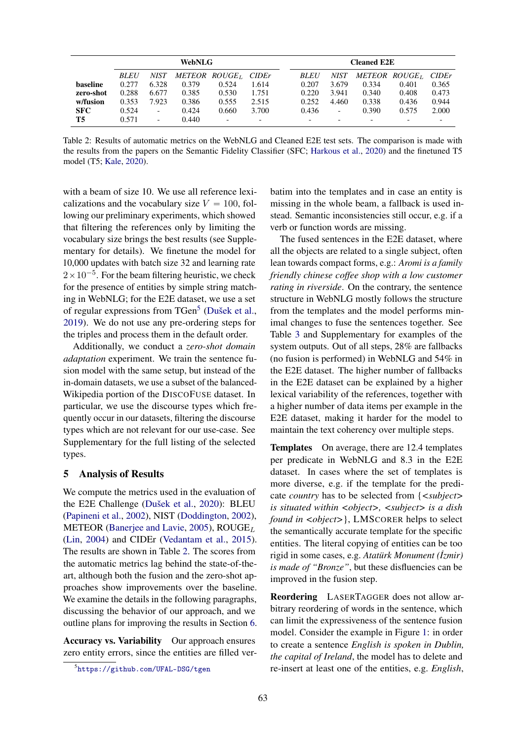| | WebNLG | | | | | Cleaned E2E | | | | |
|---|---|---|---|---|---|---|---|---|---|---|
| | *BLEU* | *NIST* | *METEOR* | *ROUGE$_L$* | *CIDEr* | *BLEU* | *NIST* | *METEOR* | *ROUGE$_L$* | *CIDEr* |
| **baseline** | 0.277 | 6.328 | 0.379 | 0.524 | 1.614 | 0.207 | 3.679 | 0.334 | 0.401 | 0.365 |
| **zero-shot** | 0.288 | 6.677 | 0.385 | 0.530 | 1.751 | 0.220 | 3.941 | 0.340 | 0.408 | 0.473 |
| **w/fusion** | 0.353 | 7.923 | 0.386 | 0.555 | 2.515 | 0.252 | 4.460 | 0.338 | 0.436 | 0.944 |
| **SFC** | 0.524 | - | 0.424 | 0.660 | 3.700 | 0.436 | - | 0.390 | 0.575 | 2.000 |
| **T5** | 0.571 | - | 0.440 | - | - | - | - | - | - | - |

Table 2: Results of automatic metrics on the WebNLG and Cleaned E2E test sets. The comparison is made with the results from the papers on the Semantic Fidelity Classifier (SFC; Harkous et al., 2020) and the finetuned T5 model (T5; Kale, 2020).

with a beam of size 10. We use all reference lexicalizations and the vocabulary size $V = 100$, following our preliminary experiments, which showed that filtering the references only by limiting the vocabulary size brings the best results (see Supplementary for details). We finetune the model for 10,000 updates with batch size 32 and learning rate $2 \times 10^{-5}$. For the beam filtering heuristic, we check for the presence of entities by simple string matching in WebNLG; for the E2E dataset, we use a set of regular expressions from TGen[5] (Dušek et al., 2019). We do not use any pre-ordering steps for the triples and process them in the default order.

Additionally, we conduct a *zero-shot domain adaptation* experiment. We train the sentence fusion model with the same setup, but instead of the in-domain datasets, we use a subset of the balanced-Wikipedia portion of the DiscoFuse dataset. In particular, we use the discourse types which frequently occur in our datasets, filtering the discourse types which are not relevant for our use-case. See Supplementary for the full listing of the selected types.

## 5 Analysis of Results

We compute the metrics used in the evaluation of the E2E Challenge (Dušek et al., 2020): BLEU (Papineni et al., 2002), NIST (Doddington, 2002), METEOR (Banerjee and Lavie, 2005), ROUGE$_L$ (Lin, 2004) and CIDEr (Vedantam et al., 2015). The results are shown in Table 2. The scores from the automatic metrics lag behind the state-of-the-art, although both the fusion and the zero-shot approaches show improvements over the baseline. We examine the details in the following paragraphs, discussing the behavior of our approach, and we outline plans for improving the results in Section 6.

**Accuracy vs. Variability** Our approach ensures zero entity errors, since the entities are filled verbatim into the templates and in case an entity is missing in the whole beam, a fallback is used instead. Semantic inconsistencies still occur, e.g. if a verb or function words are missing.

The fused sentences in the E2E dataset, where all the objects are related to a single subject, often lean towards compact forms, e.g.: *Aromi is a family friendly chinese coffee shop with a low customer rating in riverside*. On the contrary, the sentence structure in WebNLG mostly follows the structure from the templates and the model performs minimal changes to fuse the sentences together. See Table 3 and Supplementary for examples of the system outputs. Out of all steps, 28% are fallbacks (no fusion is performed) in WebNLG and 54% in the E2E dataset. The higher number of fallbacks in the E2E dataset can be explained by a higher lexical variability of the references, together with a higher number of data items per example in the E2E dataset, making it harder for the model to maintain the text coherency over multiple steps.

**Templates** On average, there are 12.4 templates per predicate in WebNLG and 8.3 in the E2E dataset. In cases where the set of templates is more diverse, e.g. if the template for the predicate *country* has to be selected from {*<subject> is situated within <object>*, *<subject> is a dish found in <object>*}, LMScorer helps to select the semantically accurate template for the specific entities. The literal copying of entities can be too rigid in some cases, e.g. *Atatürk Monument (İzmir) is made of "Bronze"*, but these disfluencies can be improved in the fusion step.

**Reordering** LaserTagger does not allow arbitrary reordering of words in the sentence, which can limit the expressiveness of the sentence fusion model. Consider the example in Figure 1: in order to create a sentence *English is spoken in Dublin, the capital of Ireland*, the model has to delete and re-insert at least one of the entities, e.g. *English*,

[5] https://github.com/UFAL-DSG/tgen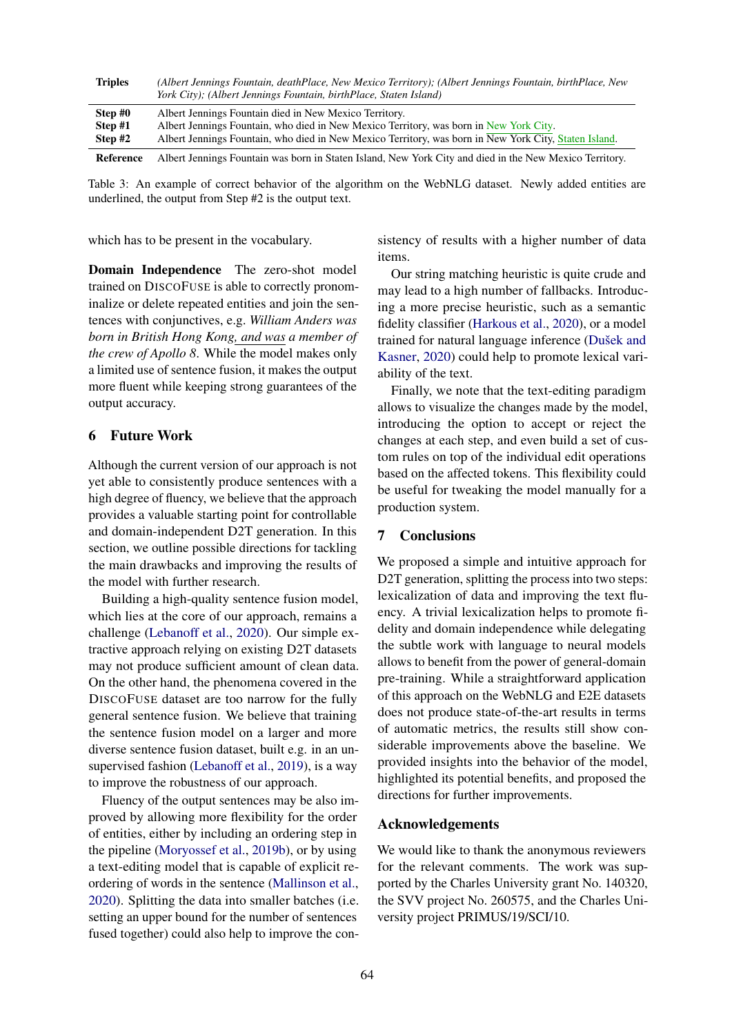| Triples | *(Albert Jennings Fountain, deathPlace, New Mexico Territory); (Albert Jennings Fountain, birthPlace, New York City); (Albert Jennings Fountain, birthPlace, Staten Island)* |
|---|---|
| **Step #0** | Albert Jennings Fountain died in New Mexico Territory. |
| **Step #1** | Albert Jennings Fountain, who died in New Mexico Territory, was born in New York City. |
| **Step #2** | Albert Jennings Fountain, who died in New Mexico Territory, was born in New York City, Staten Island. |
| **Reference** | Albert Jennings Fountain was born in Staten Island, New York City and died in the New Mexico Territory. |

Table 3: An example of correct behavior of the algorithm on the WebNLG dataset. Newly added entities are underlined, the output from Step #2 is the output text.

which has to be present in the vocabulary.

**Domain Independence** The zero-shot model trained on DiscoFuse is able to correctly pronominalize or delete repeated entities and join the sentences with conjunctives, e.g. *William Anders was born in British Hong Kong, and was a member of the crew of Apollo 8.* While the model makes only a limited use of sentence fusion, it makes the output more fluent while keeping strong guarantees of the output accuracy.

## 6 Future Work

Although the current version of our approach is not yet able to consistently produce sentences with a high degree of fluency, we believe that the approach provides a valuable starting point for controllable and domain-independent D2T generation. In this section, we outline possible directions for tackling the main drawbacks and improving the results of the model with further research.

Building a high-quality sentence fusion model, which lies at the core of our approach, remains a challenge (Lebanoff et al., 2020). Our simple extractive approach relying on existing D2T datasets may not produce sufficient amount of clean data. On the other hand, the phenomena covered in the DiscoFuse dataset are too narrow for the fully general sentence fusion. We believe that training the sentence fusion model on a larger and more diverse sentence fusion dataset, built e.g. in an unsupervised fashion (Lebanoff et al., 2019), is a way to improve the robustness of our approach.

Fluency of the output sentences may be also improved by allowing more flexibility for the order of entities, either by including an ordering step in the pipeline (Moryossef et al., 2019b), or by using a text-editing model that is capable of explicit reordering of words in the sentence (Mallinson et al., 2020). Splitting the data into smaller batches (i.e. setting an upper bound for the number of sentences fused together) could also help to improve the consistency of results with a higher number of data items.

Our string matching heuristic is quite crude and may lead to a high number of fallbacks. Introducing a more precise heuristic, such as a semantic fidelity classifier (Harkous et al., 2020), or a model trained for natural language inference (Dušek and Kasner, 2020) could help to promote lexical variability of the text.

Finally, we note that the text-editing paradigm allows to visualize the changes made by the model, introducing the option to accept or reject the changes at each step, and even build a set of custom rules on top of the individual edit operations based on the affected tokens. This flexibility could be useful for tweaking the model manually for a production system.

## 7 Conclusions

We proposed a simple and intuitive approach for D2T generation, splitting the process into two steps: lexicalization of data and improving the text fluency. A trivial lexicalization helps to promote fidelity and domain independence while delegating the subtle work with language to neural models allows to benefit from the power of general-domain pre-training. While a straightforward application of this approach on the WebNLG and E2E datasets does not produce state-of-the-art results in terms of automatic metrics, the results still show considerable improvements above the baseline. We provided insights into the behavior of the model, highlighted its potential benefits, and proposed the directions for further improvements.

## Acknowledgements

We would like to thank the anonymous reviewers for the relevant comments. The work was supported by the Charles University grant No. 140320, the SVV project No. 260575, and the Charles University project PRIMUS/19/SCI/10.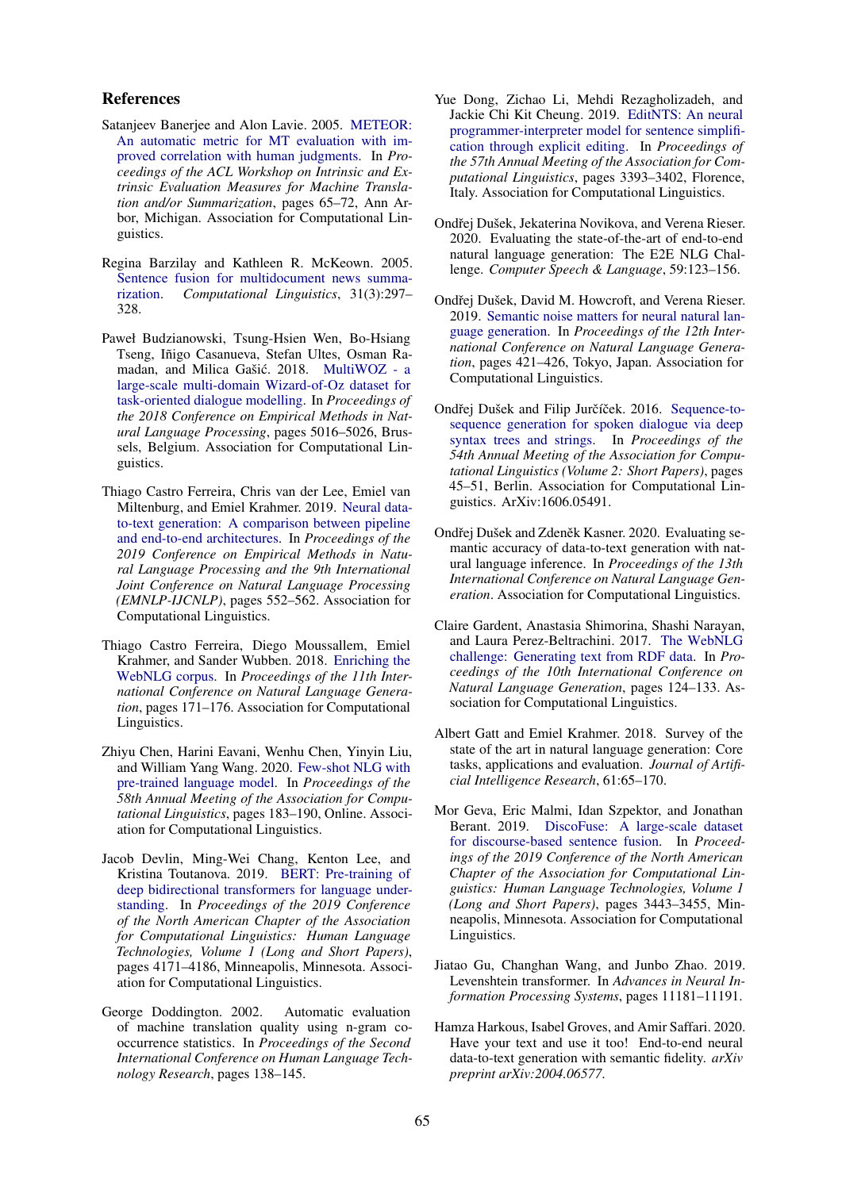## References

Satanjeev Banerjee and Alon Lavie. 2005. METEOR: An automatic metric for MT evaluation with improved correlation with human judgments. In *Proceedings of the ACL Workshop on Intrinsic and Extrinsic Evaluation Measures for Machine Translation and/or Summarization*, pages 65–72, Ann Arbor, Michigan. Association for Computational Linguistics.

Regina Barzilay and Kathleen R. McKeown. 2005. Sentence fusion for multidocument news summarization. *Computational Linguistics*, 31(3):297–328.

Paweł Budzianowski, Tsung-Hsien Wen, Bo-Hsiang Tseng, Iñigo Casanueva, Stefan Ultes, Osman Ramadan, and Milica Gašić. 2018. MultiWOZ - a large-scale multi-domain Wizard-of-Oz dataset for task-oriented dialogue modelling. In *Proceedings of the 2018 Conference on Empirical Methods in Natural Language Processing*, pages 5016–5026, Brussels, Belgium. Association for Computational Linguistics.

Thiago Castro Ferreira, Chris van der Lee, Emiel van Miltenburg, and Emiel Krahmer. 2019. Neural data-to-text generation: A comparison between pipeline and end-to-end architectures. In *Proceedings of the 2019 Conference on Empirical Methods in Natural Language Processing and the 9th International Joint Conference on Natural Language Processing (EMNLP-IJCNLP)*, pages 552–562. Association for Computational Linguistics.

Thiago Castro Ferreira, Diego Moussallem, Emiel Krahmer, and Sander Wubben. 2018. Enriching the WebNLG corpus. In *Proceedings of the 11th International Conference on Natural Language Generation*, pages 171–176. Association for Computational Linguistics.

Zhiyu Chen, Harini Eavani, Wenhu Chen, Yinyin Liu, and William Yang Wang. 2020. Few-shot NLG with pre-trained language model. In *Proceedings of the 58th Annual Meeting of the Association for Computational Linguistics*, pages 183–190, Online. Association for Computational Linguistics.

Jacob Devlin, Ming-Wei Chang, Kenton Lee, and Kristina Toutanova. 2019. BERT: Pre-training of deep bidirectional transformers for language understanding. In *Proceedings of the 2019 Conference of the North American Chapter of the Association for Computational Linguistics: Human Language Technologies, Volume 1 (Long and Short Papers)*, pages 4171–4186, Minneapolis, Minnesota. Association for Computational Linguistics.

George Doddington. 2002. Automatic evaluation of machine translation quality using n-gram co-occurrence statistics. In *Proceedings of the Second International Conference on Human Language Technology Research*, pages 138–145.

Yue Dong, Zichao Li, Mehdi Rezagholizadeh, and Jackie Chi Kit Cheung. 2019. EditNTS: An neural programmer-interpreter model for sentence simplification through explicit editing. In *Proceedings of the 57th Annual Meeting of the Association for Computational Linguistics*, pages 3393–3402, Florence, Italy. Association for Computational Linguistics.

Ondřej Dušek, Jekaterina Novikova, and Verena Rieser. 2020. Evaluating the state-of-the-art of end-to-end natural language generation: The E2E NLG Challenge. *Computer Speech & Language*, 59:123–156.

Ondřej Dušek, David M. Howcroft, and Verena Rieser. 2019. Semantic noise matters for neural natural language generation. In *Proceedings of the 12th International Conference on Natural Language Generation*, pages 421–426, Tokyo, Japan. Association for Computational Linguistics.

Ondřej Dušek and Filip Jurčíček. 2016. Sequence-to-sequence generation for spoken dialogue via deep syntax trees and strings. In *Proceedings of the 54th Annual Meeting of the Association for Computational Linguistics (Volume 2: Short Papers)*, pages 45–51, Berlin. Association for Computational Linguistics. ArXiv:1606.05491.

Ondřej Dušek and Zdeněk Kasner. 2020. Evaluating semantic accuracy of data-to-text generation with natural language inference. In *Proceedings of the 13th International Conference on Natural Language Generation*. Association for Computational Linguistics.

Claire Gardent, Anastasia Shimorina, Shashi Narayan, and Laura Perez-Beltrachini. 2017. The WebNLG challenge: Generating text from RDF data. In *Proceedings of the 10th International Conference on Natural Language Generation*, pages 124–133. Association for Computational Linguistics.

Albert Gatt and Emiel Krahmer. 2018. Survey of the state of the art in natural language generation: Core tasks, applications and evaluation. *Journal of Artificial Intelligence Research*, 61:65–170.

Mor Geva, Eric Malmi, Idan Szpektor, and Jonathan Berant. 2019. DiscoFuse: A large-scale dataset for discourse-based sentence fusion. In *Proceedings of the 2019 Conference of the North American Chapter of the Association for Computational Linguistics: Human Language Technologies, Volume 1 (Long and Short Papers)*, pages 3443–3455, Minneapolis, Minnesota. Association for Computational Linguistics.

Jiatao Gu, Changhan Wang, and Junbo Zhao. 2019. Levenshtein transformer. In *Advances in Neural Information Processing Systems*, pages 11181–11191.

Hamza Harkous, Isabel Groves, and Amir Saffari. 2020. Have your text and use it too! End-to-end neural data-to-text generation with semantic fidelity. *arXiv preprint arXiv:2004.06577*.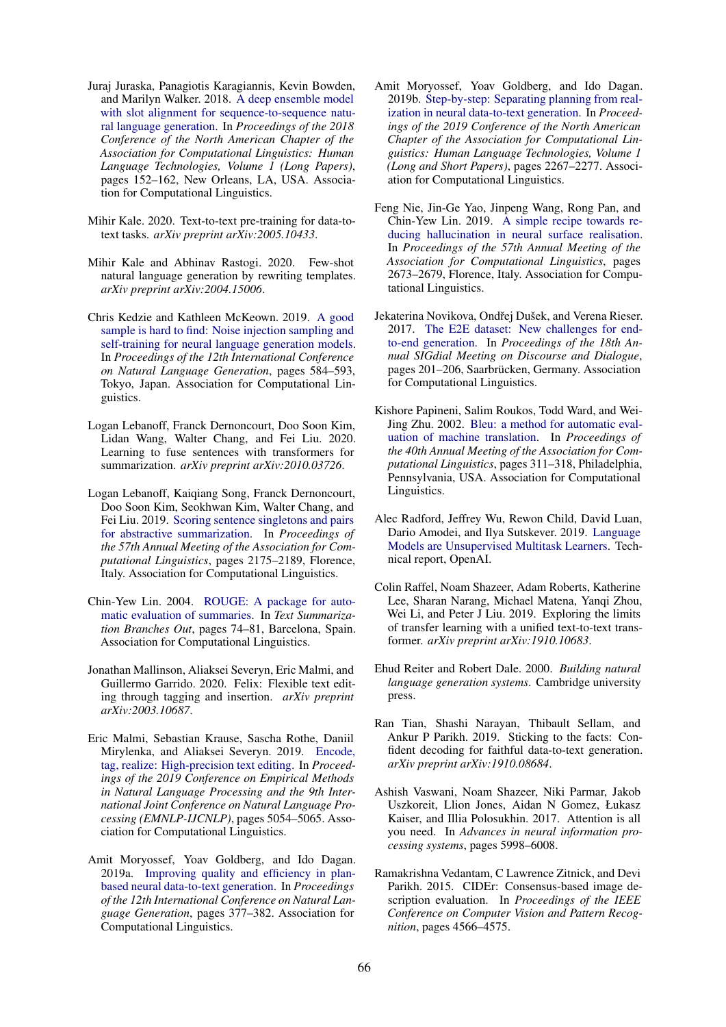Juraj Juraska, Panagiotis Karagiannis, Kevin Bowden, and Marilyn Walker. 2018. A deep ensemble model with slot alignment for sequence-to-sequence natural language generation. In *Proceedings of the 2018 Conference of the North American Chapter of the Association for Computational Linguistics: Human Language Technologies, Volume 1 (Long Papers)*, pages 152–162, New Orleans, LA, USA. Association for Computational Linguistics.

Mihir Kale. 2020. Text-to-text pre-training for data-to-text tasks. *arXiv preprint arXiv:2005.10433*.

Mihir Kale and Abhinav Rastogi. 2020. Few-shot natural language generation by rewriting templates. *arXiv preprint arXiv:2004.15006*.

Chris Kedzie and Kathleen McKeown. 2019. A good sample is hard to find: Noise injection sampling and self-training for neural language generation models. In *Proceedings of the 12th International Conference on Natural Language Generation*, pages 584–593, Tokyo, Japan. Association for Computational Linguistics.

Logan Lebanoff, Franck Dernoncourt, Doo Soon Kim, Lidan Wang, Walter Chang, and Fei Liu. 2020. Learning to fuse sentences with transformers for summarization. *arXiv preprint arXiv:2010.03726*.

Logan Lebanoff, Kaiqiang Song, Franck Dernoncourt, Doo Soon Kim, Seokhwan Kim, Walter Chang, and Fei Liu. 2019. Scoring sentence singletons and pairs for abstractive summarization. In *Proceedings of the 57th Annual Meeting of the Association for Computational Linguistics*, pages 2175–2189, Florence, Italy. Association for Computational Linguistics.

Chin-Yew Lin. 2004. ROUGE: A package for automatic evaluation of summaries. In *Text Summarization Branches Out*, pages 74–81, Barcelona, Spain. Association for Computational Linguistics.

Jonathan Mallinson, Aliaksei Severyn, Eric Malmi, and Guillermo Garrido. 2020. Felix: Flexible text editing through tagging and insertion. *arXiv preprint arXiv:2003.10687*.

Eric Malmi, Sebastian Krause, Sascha Rothe, Daniil Mirylenka, and Aliaksei Severyn. 2019. Encode, tag, realize: High-precision text editing. In *Proceedings of the 2019 Conference on Empirical Methods in Natural Language Processing and the 9th International Joint Conference on Natural Language Processing (EMNLP-IJCNLP)*, pages 5054–5065. Association for Computational Linguistics.

Amit Moryossef, Yoav Goldberg, and Ido Dagan. 2019a. Improving quality and efficiency in plan-based neural data-to-text generation. In *Proceedings of the 12th International Conference on Natural Language Generation*, pages 377–382. Association for Computational Linguistics.

Amit Moryossef, Yoav Goldberg, and Ido Dagan. 2019b. Step-by-step: Separating planning from realization in neural data-to-text generation. In *Proceedings of the 2019 Conference of the North American Chapter of the Association for Computational Linguistics: Human Language Technologies, Volume 1 (Long and Short Papers)*, pages 2267–2277. Association for Computational Linguistics.

Feng Nie, Jin-Ge Yao, Jinpeng Wang, Rong Pan, and Chin-Yew Lin. 2019. A simple recipe towards reducing hallucination in neural surface realisation. In *Proceedings of the 57th Annual Meeting of the Association for Computational Linguistics*, pages 2673–2679, Florence, Italy. Association for Computational Linguistics.

Jekaterina Novikova, Ondřej Dušek, and Verena Rieser. 2017. The E2E dataset: New challenges for end-to-end generation. In *Proceedings of the 18th Annual SIGdial Meeting on Discourse and Dialogue*, pages 201–206, Saarbrücken, Germany. Association for Computational Linguistics.

Kishore Papineni, Salim Roukos, Todd Ward, and Wei-Jing Zhu. 2002. Bleu: a method for automatic evaluation of machine translation. In *Proceedings of the 40th Annual Meeting of the Association for Computational Linguistics*, pages 311–318, Philadelphia, Pennsylvania, USA. Association for Computational Linguistics.

Alec Radford, Jeffrey Wu, Rewon Child, David Luan, Dario Amodei, and Ilya Sutskever. 2019. Language Models are Unsupervised Multitask Learners. Technical report, OpenAI.

Colin Raffel, Noam Shazeer, Adam Roberts, Katherine Lee, Sharan Narang, Michael Matena, Yanqi Zhou, Wei Li, and Peter J Liu. 2019. Exploring the limits of transfer learning with a unified text-to-text transformer. *arXiv preprint arXiv:1910.10683*.

Ehud Reiter and Robert Dale. 2000. *Building natural language generation systems*. Cambridge university press.

Ran Tian, Shashi Narayan, Thibault Sellam, and Ankur P Parikh. 2019. Sticking to the facts: Confident decoding for faithful data-to-text generation. *arXiv preprint arXiv:1910.08684*.

Ashish Vaswani, Noam Shazeer, Niki Parmar, Jakob Uszkoreit, Llion Jones, Aidan N Gomez, Łukasz Kaiser, and Illia Polosukhin. 2017. Attention is all you need. In *Advances in neural information processing systems*, pages 5998–6008.

Ramakrishna Vedantam, C Lawrence Zitnick, and Devi Parikh. 2015. CIDEr: Consensus-based image description evaluation. In *Proceedings of the IEEE Conference on Computer Vision and Pattern Recognition*, pages 4566–4575.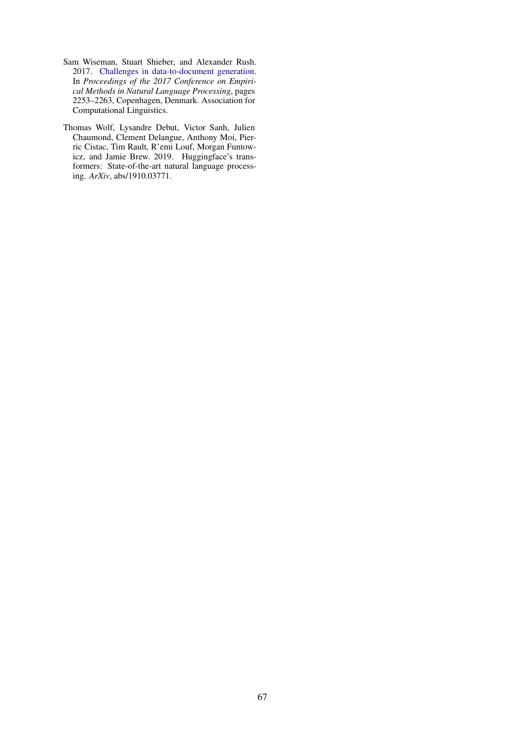Sam Wiseman, Stuart Shieber, and Alexander Rush. 2017. Challenges in data-to-document generation. In *Proceedings of the 2017 Conference on Empirical Methods in Natural Language Processing*, pages 2253–2263, Copenhagen, Denmark. Association for Computational Linguistics.

Thomas Wolf, Lysandre Debut, Victor Sanh, Julien Chaumond, Clement Delangue, Anthony Moi, Pierric Cistac, Tim Rault, R'emi Louf, Morgan Funtowicz, and Jamie Brew. 2019. Huggingface's transformers: State-of-the-art natural language processing. *ArXiv*, abs/1910.03771.